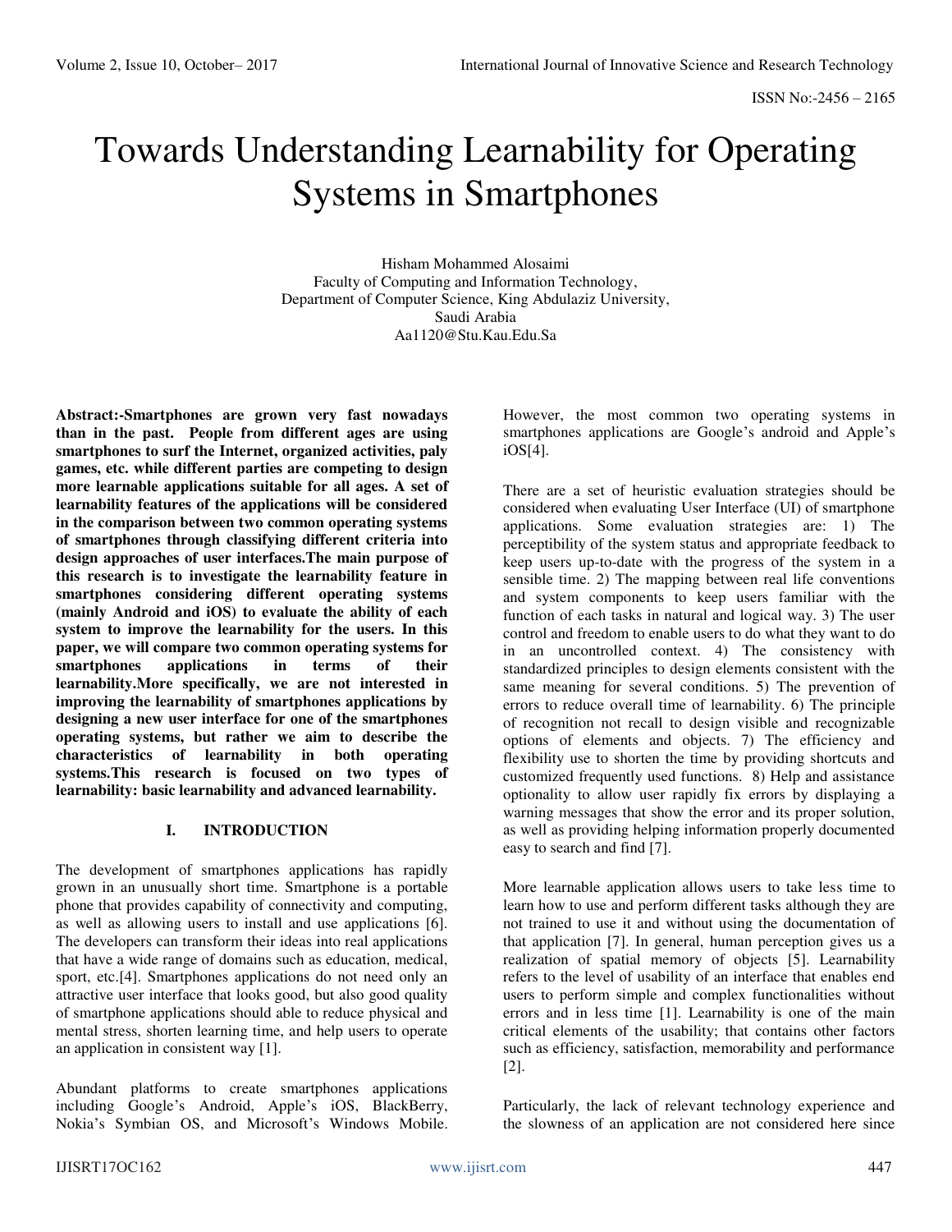# Towards Understanding Learnability for Operating Systems in Smartphones

Hisham Mohammed Alosaimi
Faculty of Computing and Information Technology,
Department of Computer Science, King Abdulaziz University,
Saudi Arabia
Aa1120@Stu.Kau.Edu.Sa

**Abstract:-Smartphones are grown very fast nowadays than in the past. People from different ages are using smartphones to surf the Internet, organized activities, paly games, etc. while different parties are competing to design more learnable applications suitable for all ages. A set of learnability features of the applications will be considered in the comparison between two common operating systems of smartphones through classifying different criteria into design approaches of user interfaces.The main purpose of this research is to investigate the learnability feature in smartphones considering different operating systems (mainly Android and iOS) to evaluate the ability of each system to improve the learnability for the users. In this paper, we will compare two common operating systems for smartphones applications in terms of their learnability.More specifically, we are not interested in improving the learnability of smartphones applications by designing a new user interface for one of the smartphones operating systems, but rather we aim to describe the characteristics of learnability in both operating systems.This research is focused on two types of learnability: basic learnability and advanced learnability.**

## I. INTRODUCTION

The development of smartphones applications has rapidly grown in an unusually short time. Smartphone is a portable phone that provides capability of connectivity and computing, as well as allowing users to install and use applications [6]. The developers can transform their ideas into real applications that have a wide range of domains such as education, medical, sport, etc.[4]. Smartphones applications do not need only an attractive user interface that looks good, but also good quality of smartphone applications should able to reduce physical and mental stress, shorten learning time, and help users to operate an application in consistent way [1].

Abundant platforms to create smartphones applications including Google's Android, Apple's iOS, BlackBerry, Nokia's Symbian OS, and Microsoft's Windows Mobile. However, the most common two operating systems in smartphones applications are Google's android and Apple's iOS[4].

There are a set of heuristic evaluation strategies should be considered when evaluating User Interface (UI) of smartphone applications. Some evaluation strategies are: 1) The perceptibility of the system status and appropriate feedback to keep users up-to-date with the progress of the system in a sensible time. 2) The mapping between real life conventions and system components to keep users familiar with the function of each tasks in natural and logical way. 3) The user control and freedom to enable users to do what they want to do in an uncontrolled context. 4) The consistency with standardized principles to design elements consistent with the same meaning for several conditions. 5) The prevention of errors to reduce overall time of learnability. 6) The principle of recognition not recall to design visible and recognizable options of elements and objects. 7) The efficiency and flexibility use to shorten the time by providing shortcuts and customized frequently used functions. 8) Help and assistance optionality to allow user rapidly fix errors by displaying a warning messages that show the error and its proper solution, as well as providing helping information properly documented easy to search and find [7].

More learnable application allows users to take less time to learn how to use and perform different tasks although they are not trained to use it and without using the documentation of that application [7]. In general, human perception gives us a realization of spatial memory of objects [5]. Learnability refers to the level of usability of an interface that enables end users to perform simple and complex functionalities without errors and in less time [1]. Learnability is one of the main critical elements of the usability; that contains other factors such as efficiency, satisfaction, memorability and performance [2].

Particularly, the lack of relevant technology experience and the slowness of an application are not considered here since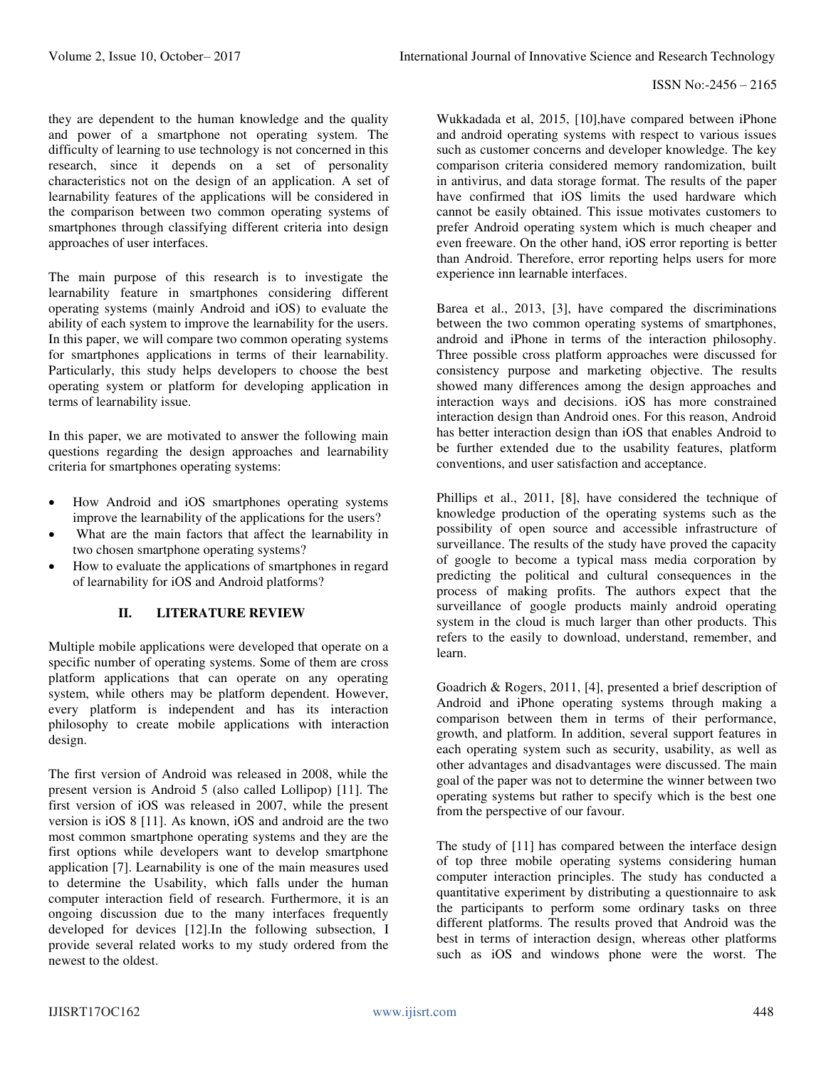they are dependent to the human knowledge and the quality and power of a smartphone not operating system. The difficulty of learning to use technology is not concerned in this research, since it depends on a set of personality characteristics not on the design of an application. A set of learnability features of the applications will be considered in the comparison between two common operating systems of smartphones through classifying different criteria into design approaches of user interfaces.

The main purpose of this research is to investigate the learnability feature in smartphones considering different operating systems (mainly Android and iOS) to evaluate the ability of each system to improve the learnability for the users. In this paper, we will compare two common operating systems for smartphones applications in terms of their learnability. Particularly, this study helps developers to choose the best operating system or platform for developing application in terms of learnability issue.

In this paper, we are motivated to answer the following main questions regarding the design approaches and learnability criteria for smartphones operating systems:

- How Android and iOS smartphones operating systems improve the learnability of the applications for the users?
- What are the main factors that affect the learnability in two chosen smartphone operating systems?
- How to evaluate the applications of smartphones in regard of learnability for iOS and Android platforms?

## II. LITERATURE REVIEW

Multiple mobile applications were developed that operate on a specific number of operating systems. Some of them are cross platform applications that can operate on any operating system, while others may be platform dependent. However, every platform is independent and has its interaction philosophy to create mobile applications with interaction design.

The first version of Android was released in 2008, while the present version is Android 5 (also called Lollipop) [11]. The first version of iOS was released in 2007, while the present version is iOS 8 [11]. As known, iOS and android are the two most common smartphone operating systems and they are the first options while developers want to develop smartphone application [7]. Learnability is one of the main measures used to determine the Usability, which falls under the human computer interaction field of research. Furthermore, it is an ongoing discussion due to the many interfaces frequently developed for devices [12].In the following subsection, I provide several related works to my study ordered from the newest to the oldest.

Wukkadada et al, 2015, [10],have compared between iPhone and android operating systems with respect to various issues such as customer concerns and developer knowledge. The key comparison criteria considered memory randomization, built in antivirus, and data storage format. The results of the paper have confirmed that iOS limits the used hardware which cannot be easily obtained. This issue motivates customers to prefer Android operating system which is much cheaper and even freeware. On the other hand, iOS error reporting is better than Android. Therefore, error reporting helps users for more experience inn learnable interfaces.

Barea et al., 2013, [3], have compared the discriminations between the two common operating systems of smartphones, android and iPhone in terms of the interaction philosophy. Three possible cross platform approaches were discussed for consistency purpose and marketing objective. The results showed many differences among the design approaches and interaction ways and decisions. iOS has more constrained interaction design than Android ones. For this reason, Android has better interaction design than iOS that enables Android to be further extended due to the usability features, platform conventions, and user satisfaction and acceptance.

Phillips et al., 2011, [8], have considered the technique of knowledge production of the operating systems such as the possibility of open source and accessible infrastructure of surveillance. The results of the study have proved the capacity of google to become a typical mass media corporation by predicting the political and cultural consequences in the process of making profits. The authors expect that the surveillance of google products mainly android operating system in the cloud is much larger than other products. This refers to the easily to download, understand, remember, and learn.

Goadrich & Rogers, 2011, [4], presented a brief description of Android and iPhone operating systems through making a comparison between them in terms of their performance, growth, and platform. In addition, several support features in each operating system such as security, usability, as well as other advantages and disadvantages were discussed. The main goal of the paper was not to determine the winner between two operating systems but rather to specify which is the best one from the perspective of our favour.

The study of [11] has compared between the interface design of top three mobile operating systems considering human computer interaction principles. The study has conducted a quantitative experiment by distributing a questionnaire to ask the participants to perform some ordinary tasks on three different platforms. The results proved that Android was the best in terms of interaction design, whereas other platforms such as iOS and windows phone were the worst. The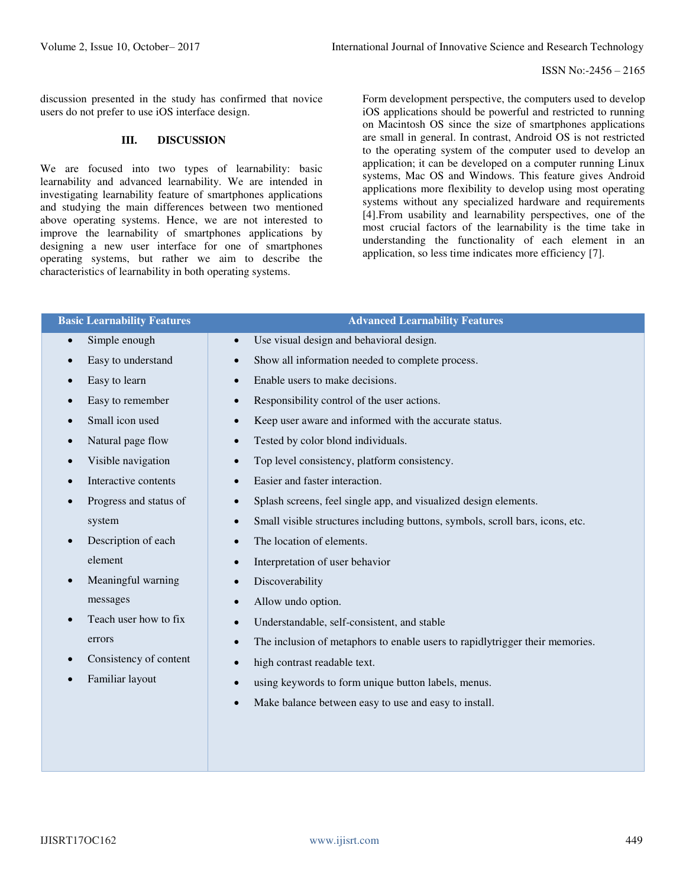discussion presented in the study has confirmed that novice users do not prefer to use iOS interface design.

## III. DISCUSSION

We are focused into two types of learnability: basic learnability and advanced learnability. We are intended in investigating learnability feature of smartphones applications and studying the main differences between two mentioned above operating systems. Hence, we are not interested to improve the learnability of smartphones applications by designing a new user interface for one of smartphones operating systems, but rather we aim to describe the characteristics of learnability in both operating systems.

Form development perspective, the computers used to develop iOS applications should be powerful and restricted to running on Macintosh OS since the size of smartphones applications are small in general. In contrast, Android OS is not restricted to the operating system of the computer used to develop an application; it can be developed on a computer running Linux systems, Mac OS and Windows. This feature gives Android applications more flexibility to develop using most operating systems without any specialized hardware and requirements [4].From usability and learnability perspectives, one of the most crucial factors of the learnability is the time take in understanding the functionality of each element in an application, so less time indicates more efficiency [7].

| Basic Learnability Features | Advanced Learnability Features |
|---|---|
| • Simple enough<br>• Easy to understand<br>• Easy to learn<br>• Easy to remember<br>• Small icon used<br>• Natural page flow<br>• Visible navigation<br>• Interactive contents<br>• Progress and status of system<br>• Description of each element<br>• Meaningful warning messages<br>• Teach user how to fix errors<br>• Consistency of content<br>• Familiar layout | • Use visual design and behavioral design.<br>• Show all information needed to complete process.<br>• Enable users to make decisions.<br>• Responsibility control of the user actions.<br>• Keep user aware and informed with the accurate status.<br>• Tested by color blond individuals.<br>• Top level consistency, platform consistency.<br>• Easier and faster interaction.<br>• Splash screens, feel single app, and visualized design elements.<br>• Small visible structures including buttons, symbols, scroll bars, icons, etc.<br>• The location of elements.<br>• Interpretation of user behavior<br>• Discoverability<br>• Allow undo option.<br>• Understandable, self-consistent, and stable<br>• The inclusion of metaphors to enable users to rapidlytrigger their memories.<br>• high contrast readable text.<br>• using keywords to form unique button labels, menus.<br>• Make balance between easy to use and easy to install. |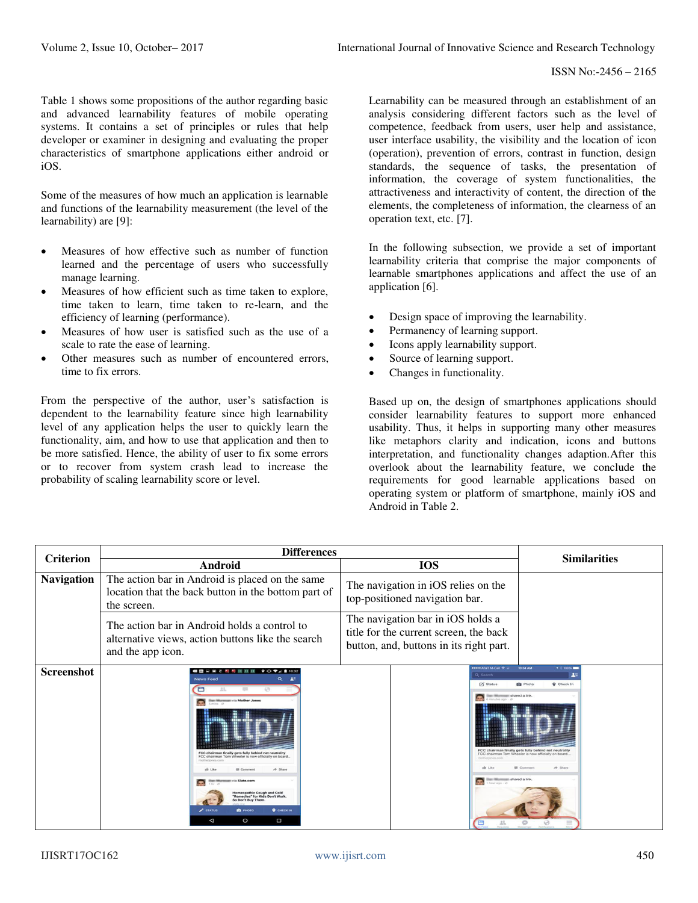Table 1 shows some propositions of the author regarding basic and advanced learnability features of mobile operating systems. It contains a set of principles or rules that help developer or examiner in designing and evaluating the proper characteristics of smartphone applications either android or iOS.

Some of the measures of how much an application is learnable and functions of the learnability measurement (the level of the learnability) are [9]:

- Measures of how effective such as number of function learned and the percentage of users who successfully manage learning.
- Measures of how efficient such as time taken to explore, time taken to learn, time taken to re-learn, and the efficiency of learning (performance).
- Measures of how user is satisfied such as the use of a scale to rate the ease of learning.
- Other measures such as number of encountered errors, time to fix errors.

From the perspective of the author, user's satisfaction is dependent to the learnability feature since high learnability level of any application helps the user to quickly learn the functionality, aim, and how to use that application and then to be more satisfied. Hence, the ability of user to fix some errors or to recover from system crash lead to increase the probability of scaling learnability score or level.

Learnability can be measured through an establishment of an analysis considering different factors such as the level of competence, feedback from users, user help and assistance, user interface usability, the visibility and the location of icon (operation), prevention of errors, contrast in function, design standards, the sequence of tasks, the presentation of information, the coverage of system functionalities, the attractiveness and interactivity of content, the direction of the elements, the completeness of information, the clearness of an operation text, etc. [7].

In the following subsection, we provide a set of important learnability criteria that comprise the major components of learnable smartphones applications and affect the use of an application [6].

- Design space of improving the learnability.
- Permanency of learning support.
- Icons apply learnability support.
- Source of learning support.
- Changes in functionality.

Based up on, the design of smartphones applications should consider learnability features to support more enhanced usability. Thus, it helps in supporting many other measures like metaphors clarity and indication, icons and buttons interpretation, and functionality changes adaption.After this overlook about the learnability feature, we conclude the requirements for good learnable applications based on operating system or platform of smartphone, mainly iOS and Android in Table 2.

| Criterion | Differences | | Similarities |
|---|---|---|---|
| | Android | IOS | |
| Navigation | The action bar in Android is placed on the same location that the back button in the bottom part of the screen. | The navigation in iOS relies on the top-positioned navigation bar. | |
| | The action bar in Android holds a control to alternative views, action buttons like the search and the app icon. | The navigation bar in iOS holds a title for the current screen, the back button, and, buttons in its right part. | |
| Screenshot | | | |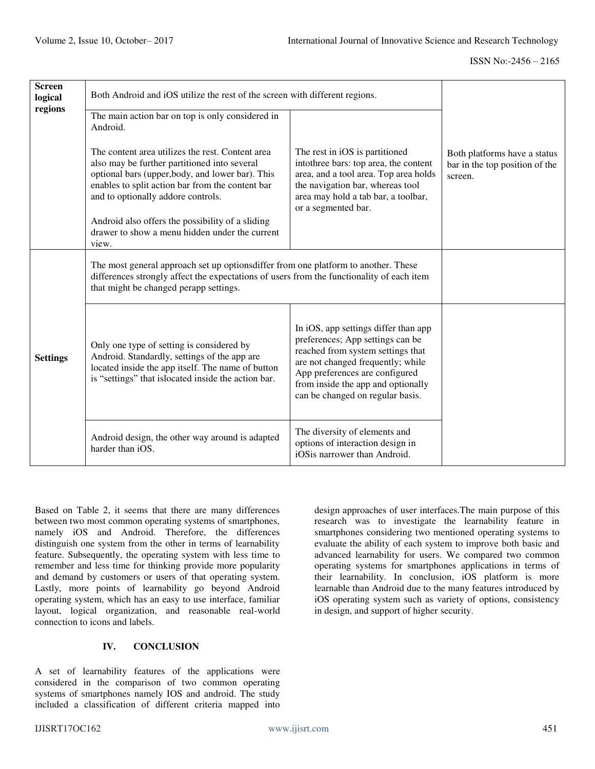| | | | |
|---|---|---|---|
| **Screen logical regions** | Both Android and iOS utilize the rest of the screen with different regions. | | Both platforms have a status bar in the top position of the screen. |
| | The main action bar on top is only considered in Android.<br><br>The content area utilizes the rest. Content area also may be further partitioned into several optional bars (upper,body, and lower bar). This enables to split action bar from the content bar and to optionally addore controls.<br><br>Android also offers the possibility of a sliding drawer to show a menu hidden under the current view. | The rest in iOS is partitioned intothree bars: top area, the content area, and a tool area. Top area holds the navigation bar, whereas tool area may hold a tab bar, a toolbar, or a segmented bar. | |
| **Settings** | The most general approach set up optionsdiffer from one platform to another. These differences strongly affect the expectations of users from the functionality of each item that might be changed perapp settings. | | |
| | Only one type of setting is considered by Android. Standardly, settings of the app are located inside the app itself. The name of button is "settings" that islocated inside the action bar. | In iOS, app settings differ than app preferences; App settings can be reached from system settings that are not changed frequently; while App preferences are configured from inside the app and optionally can be changed on regular basis. | |
| | Android design, the other way around is adapted harder than iOS. | The diversity of elements and options of interaction design in iOSis narrower than Android. | |

Based on Table 2, it seems that there are many differences between two most common operating systems of smartphones, namely iOS and Android. Therefore, the differences distinguish one system from the other in terms of learnability feature. Subsequently, the operating system with less time to remember and less time for thinking provide more popularity and demand by customers or users of that operating system. Lastly, more points of learnability go beyond Android operating system, which has an easy to use interface, familiar layout, logical organization, and reasonable real-world connection to icons and labels.

## IV. CONCLUSION

A set of learnability features of the applications were considered in the comparison of two common operating systems of smartphones namely IOS and android. The study included a classification of different criteria mapped into design approaches of user interfaces.The main purpose of this research was to investigate the learnability feature in smartphones considering two mentioned operating systems to evaluate the ability of each system to improve both basic and advanced learnability for users. We compared two common operating systems for smartphones applications in terms of their learnability. In conclusion, iOS platform is more learnable than Android due to the many features introduced by iOS operating system such as variety of options, consistency in design, and support of higher security.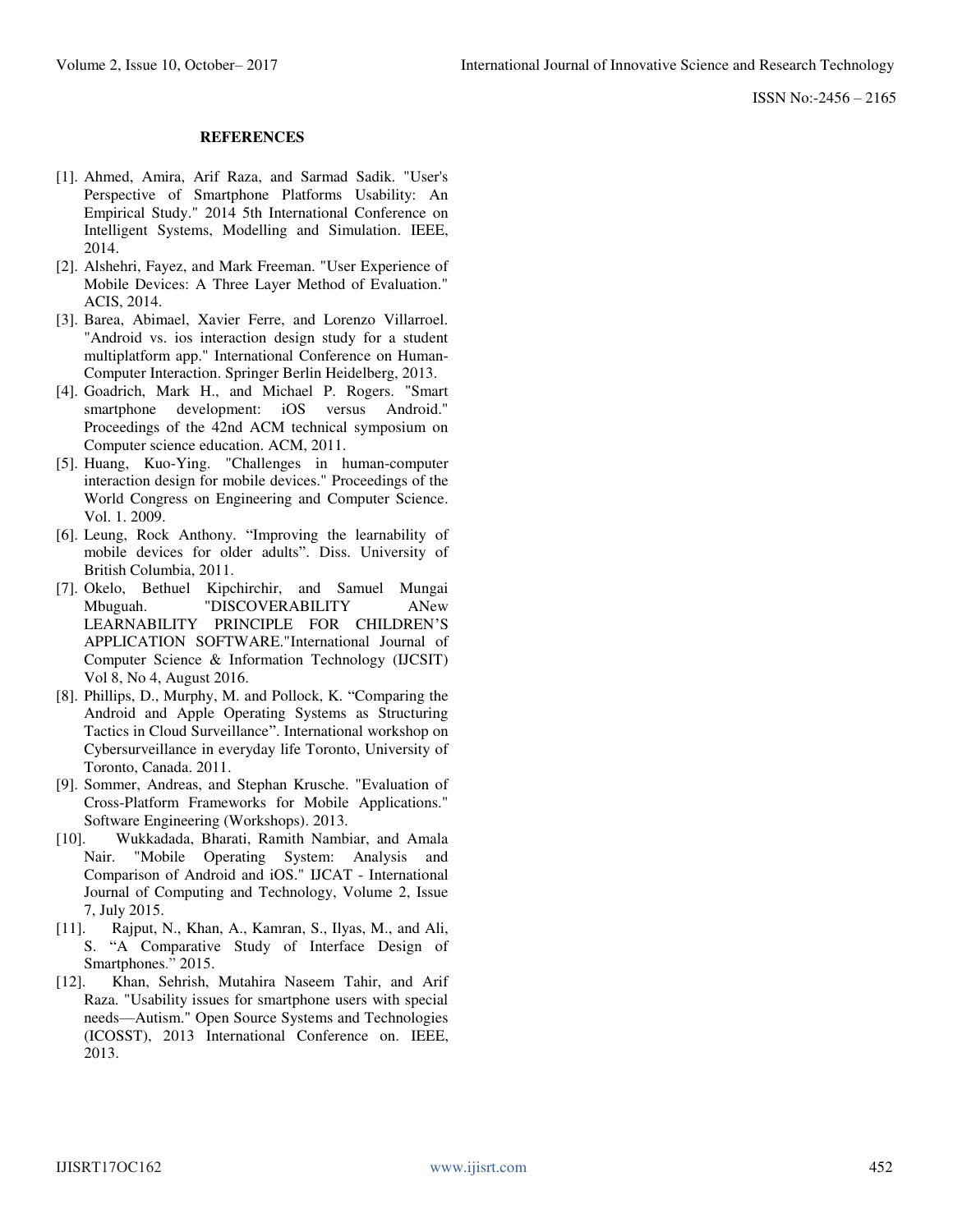## REFERENCES

[1]. Ahmed, Amira, Arif Raza, and Sarmad Sadik. "User's Perspective of Smartphone Platforms Usability: An Empirical Study." 2014 5th International Conference on Intelligent Systems, Modelling and Simulation. IEEE, 2014.

[2]. Alshehri, Fayez, and Mark Freeman. "User Experience of Mobile Devices: A Three Layer Method of Evaluation." ACIS, 2014.

[3]. Barea, Abimael, Xavier Ferre, and Lorenzo Villarroel. "Android vs. ios interaction design study for a student multiplatform app." International Conference on Human-Computer Interaction. Springer Berlin Heidelberg, 2013.

[4]. Goadrich, Mark H., and Michael P. Rogers. "Smart smartphone development: iOS versus Android." Proceedings of the 42nd ACM technical symposium on Computer science education. ACM, 2011.

[5]. Huang, Kuo-Ying. "Challenges in human-computer interaction design for mobile devices." Proceedings of the World Congress on Engineering and Computer Science. Vol. 1. 2009.

[6]. Leung, Rock Anthony. "Improving the learnability of mobile devices for older adults". Diss. University of British Columbia, 2011.

[7]. Okelo, Bethuel Kipchirchir, and Samuel Mungai Mbuguah. "DISCOVERABILITY ANew LEARNABILITY PRINCIPLE FOR CHILDREN'S APPLICATION SOFTWARE."International Journal of Computer Science & Information Technology (IJCSIT) Vol 8, No 4, August 2016.

[8]. Phillips, D., Murphy, M. and Pollock, K. "Comparing the Android and Apple Operating Systems as Structuring Tactics in Cloud Surveillance". International workshop on Cybersurveillance in everyday life Toronto, University of Toronto, Canada. 2011.

[9]. Sommer, Andreas, and Stephan Krusche. "Evaluation of Cross-Platform Frameworks for Mobile Applications." Software Engineering (Workshops). 2013.

[10]. Wukkadada, Bharati, Ramith Nambiar, and Amala Nair. "Mobile Operating System: Analysis and Comparison of Android and iOS." IJCAT - International Journal of Computing and Technology, Volume 2, Issue 7, July 2015.

[11]. Rajput, N., Khan, A., Kamran, S., Ilyas, M., and Ali, S. "A Comparative Study of Interface Design of Smartphones." 2015.

[12]. Khan, Sehrish, Mutahira Naseem Tahir, and Arif Raza. "Usability issues for smartphone users with special needs—Autism." Open Source Systems and Technologies (ICOSST), 2013 International Conference on. IEEE, 2013.